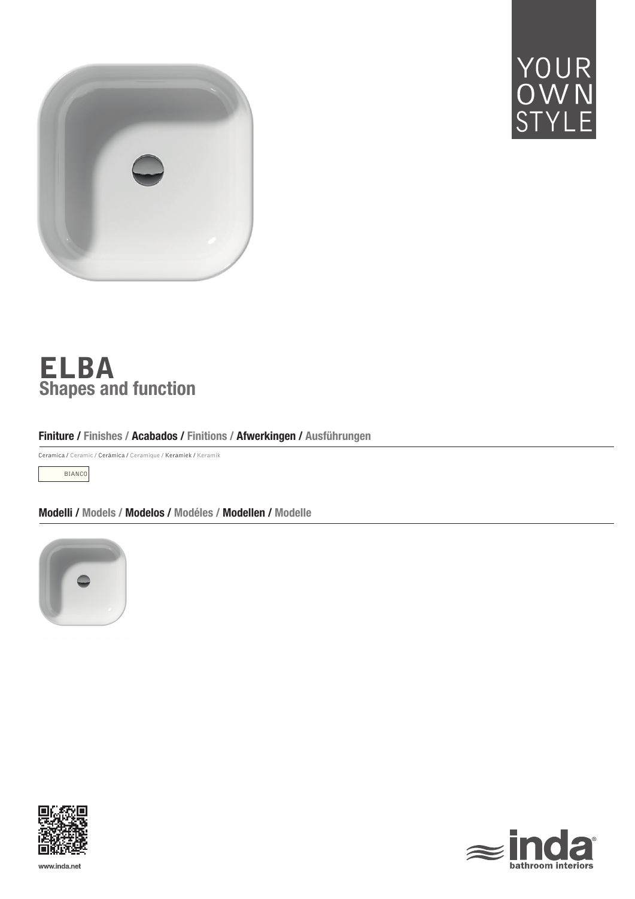YOUR OWN STYLE

# ELBA
## Shapes and function

### Finiture / Finishes / Acabados / Finitions / Afwerkingen / Ausführungen

Ceramica / Ceramic / Cerámica / Ceramique / Keramiek / Keramik

BIANCO

### Modelli / Models / Modelos / Modéles / Modellen / Modelle

www.inda.net

inda® bathroom interiors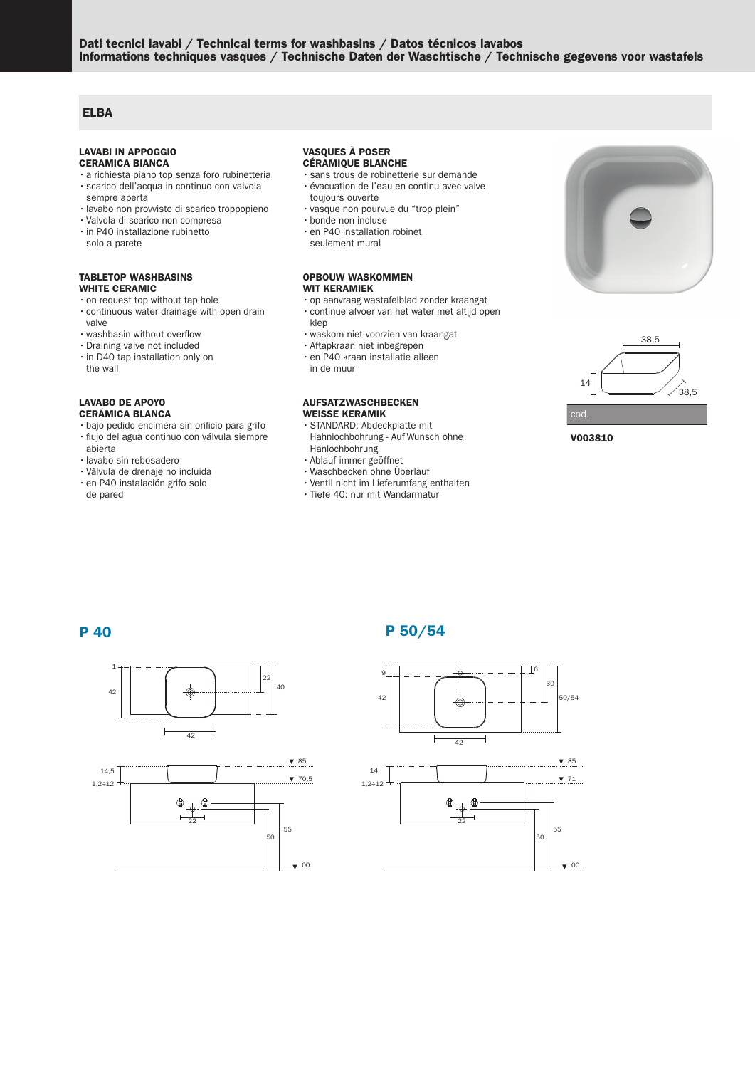## Dati tecnici lavabi / Technical terms for washbasins / Datos técnicos lavabos
## Informations techniques vasques / Technische Daten der Waschtische / Technische gegevens voor wastafels

# ELBA

**LAVABI IN APPOGGIO**
**CERAMICA BIANCA**

- a richiesta piano top senza foro rubinetteria
- scarico dell'acqua in continuo con valvola sempre aperta
- lavabo non provvisto di scarico troppopieno
- Valvola di scarico non compresa
- in P40 installazione rubinetto solo a parete

**TABLETOP WASHBASINS**
**WHITE CERAMIC**

- on request top without tap hole
- continuous water drainage with open drain valve
- washbasin without overflow
- Draining valve not included
- in D40 tap installation only on the wall

**LAVABO DE APOYO**
**CERÁMICA BLANCA**

- bajo pedido encimera sin orificio para grifo
- flujo del agua continuo con válvula siempre abierta
- lavabo sin rebosadero
- Válvula de drenaje no incluida
- en P40 instalación grifo solo de pared

**VASQUES À POSER**
**CÉRAMIQUE BLANCHE**

- sans trous de robinetterie sur demande
- évacuation de l'eau en continu avec valve toujours ouverte
- vasque non pourvue du "trop plein"
- bonde non incluse
- en P40 installation robinet seulement mural

**OPBOUW WASKOMMEN**
**WIT KERAMIEK**

- op aanvraag wastafelblad zonder kraangat
- continue afvoer van het water met altijd open klep
- waskom niet voorzien van kraangat
- Aftapkraan niet inbegrepen
- en P40 kraan installatie alleen in de muur

**AUFSATZWASCHBECKEN**
**WEISSE KERAMIK**

- STANDARD: Abdeckplatte mit Hahnlochbohrung - Auf Wunsch ohne Hanlochbohrung
- Ablauf immer geöffnet
- Waschbecken ohne Überlauf
- Ventil nicht im Lieferumfang enthalten
- Tiefe 40: nur mit Wandarmatur

38,5
14
38,5

| cod. |
| --- |
| **V003810** |

## P 40

1
42
22
40
42
14,5
1,2÷12
85
70,5
22
50
55
00

## P 50/54

9
6
30
42
50/54
42
14
1,2÷12
85
71
22
50
55
00